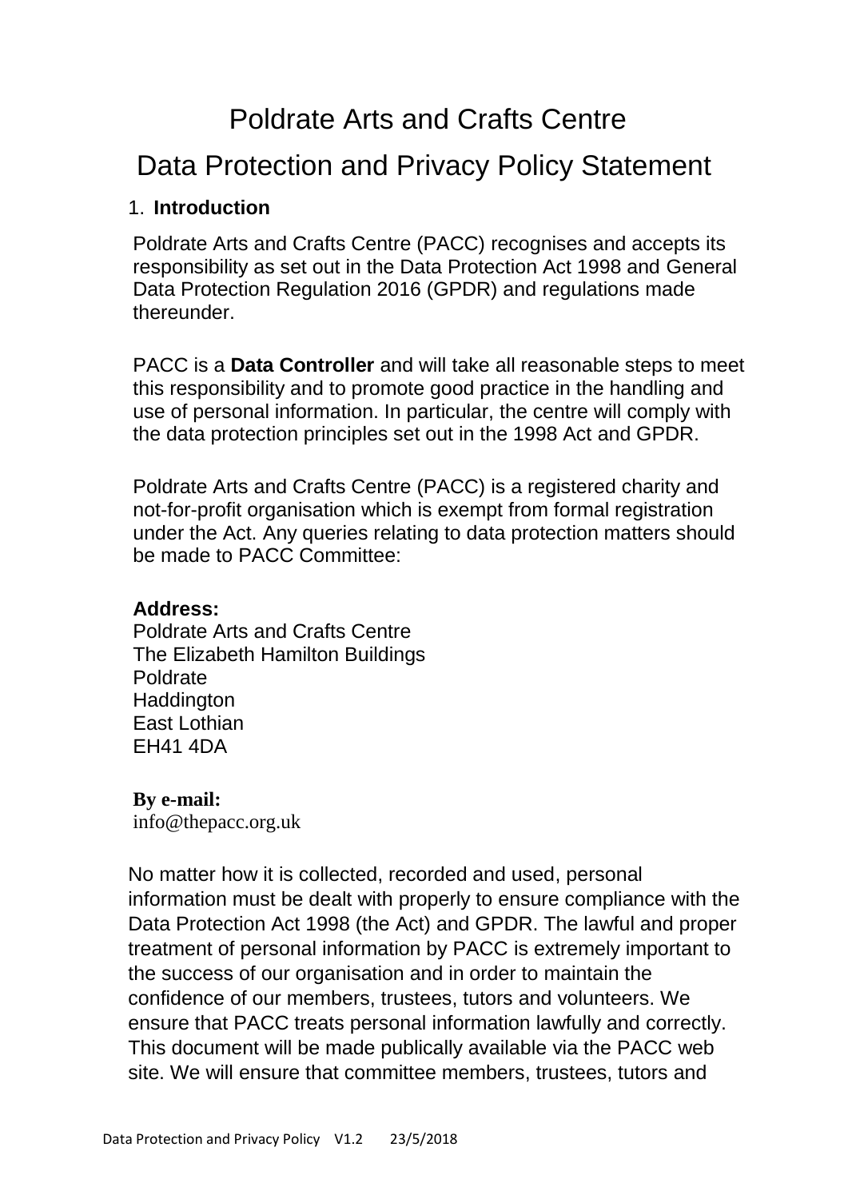# Poldrate Arts and Crafts Centre

# Data Protection and Privacy Policy Statement

## 1. Introduction

Poldrate Arts and Crafts Centre (PACC) recognises and accepts its responsibility as set out in the Data Protection Act 1998 and General Data Protection Regulation 2016 (GPDR) and regulations made thereunder.

PACC is a **Data Controller** and will take all reasonable steps to meet this responsibility and to promote good practice in the handling and use of personal information. In particular, the centre will comply with the data protection principles set out in the 1998 Act and GPDR.

Poldrate Arts and Crafts Centre (PACC) is a registered charity and not-for-profit organisation which is exempt from formal registration under the Act. Any queries relating to data protection matters should be made to PACC Committee:

**Address:**
Poldrate Arts and Crafts Centre
The Elizabeth Hamilton Buildings
Poldrate
Haddington
East Lothian
EH41 4DA

**By e-mail:**
info@thepacc.org.uk

No matter how it is collected, recorded and used, personal information must be dealt with properly to ensure compliance with the Data Protection Act 1998 (the Act) and GPDR. The lawful and proper treatment of personal information by PACC is extremely important to the success of our organisation and in order to maintain the confidence of our members, trustees, tutors and volunteers. We ensure that PACC treats personal information lawfully and correctly. This document will be made publically available via the PACC web site. We will ensure that committee members, trustees, tutors and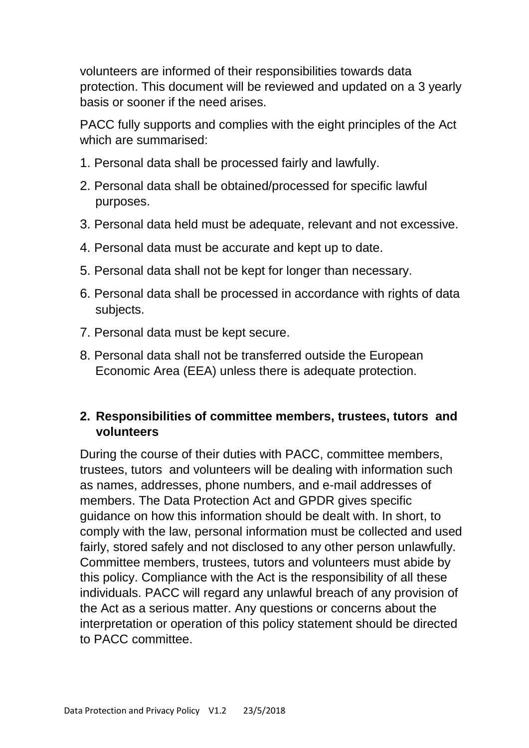volunteers are informed of their responsibilities towards data protection. This document will be reviewed and updated on a 3 yearly basis or sooner if the need arises.

PACC fully supports and complies with the eight principles of the Act which are summarised:

1. Personal data shall be processed fairly and lawfully.
2. Personal data shall be obtained/processed for specific lawful purposes.
3. Personal data held must be adequate, relevant and not excessive.
4. Personal data must be accurate and kept up to date.
5. Personal data shall not be kept for longer than necessary.
6. Personal data shall be processed in accordance with rights of data subjects.
7. Personal data must be kept secure.
8. Personal data shall not be transferred outside the European Economic Area (EEA) unless there is adequate protection.

## 2. Responsibilities of committee members, trustees, tutors and volunteers

During the course of their duties with PACC, committee members, trustees, tutors and volunteers will be dealing with information such as names, addresses, phone numbers, and e-mail addresses of members. The Data Protection Act and GPDR gives specific guidance on how this information should be dealt with. In short, to comply with the law, personal information must be collected and used fairly, stored safely and not disclosed to any other person unlawfully. Committee members, trustees, tutors and volunteers must abide by this policy. Compliance with the Act is the responsibility of all these individuals. PACC will regard any unlawful breach of any provision of the Act as a serious matter. Any questions or concerns about the interpretation or operation of this policy statement should be directed to PACC committee.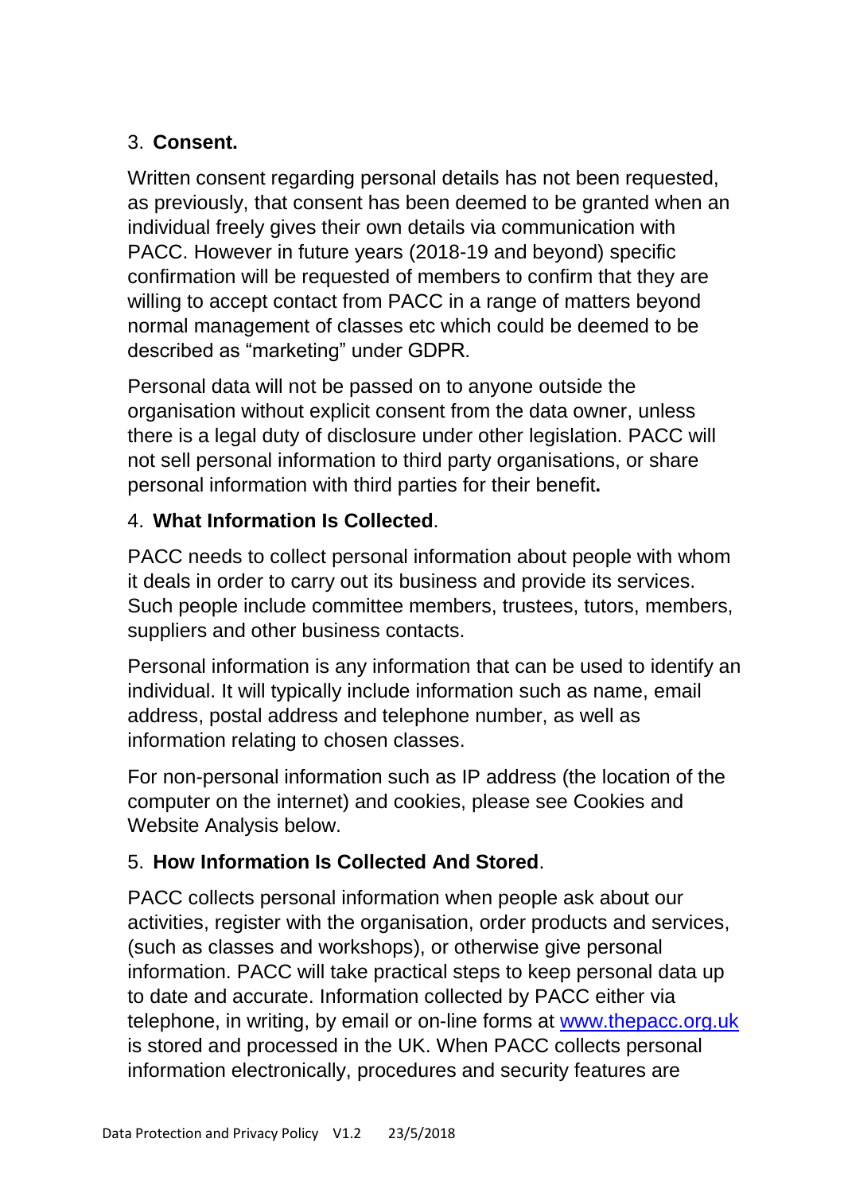3. **Consent.**

Written consent regarding personal details has not been requested, as previously, that consent has been deemed to be granted when an individual freely gives their own details via communication with PACC. However in future years (2018-19 and beyond) specific confirmation will be requested of members to confirm that they are willing to accept contact from PACC in a range of matters beyond normal management of classes etc which could be deemed to be described as "marketing" under GDPR.

Personal data will not be passed on to anyone outside the organisation without explicit consent from the data owner, unless there is a legal duty of disclosure under other legislation. PACC will not sell personal information to third party organisations, or share personal information with third parties for their benefit**.**

4. **What Information Is Collected**.

PACC needs to collect personal information about people with whom it deals in order to carry out its business and provide its services. Such people include committee members, trustees, tutors, members, suppliers and other business contacts.

Personal information is any information that can be used to identify an individual. It will typically include information such as name, email address, postal address and telephone number, as well as information relating to chosen classes.

For non-personal information such as IP address (the location of the computer on the internet) and cookies, please see Cookies and Website Analysis below.

5. **How Information Is Collected And Stored**.

PACC collects personal information when people ask about our activities, register with the organisation, order products and services, (such as classes and workshops), or otherwise give personal information. PACC will take practical steps to keep personal data up to date and accurate. Information collected by PACC either via telephone, in writing, by email or on-line forms at [www.thepacc.org.uk](http://www.thepacc.org.uk) is stored and processed in the UK. When PACC collects personal information electronically, procedures and security features are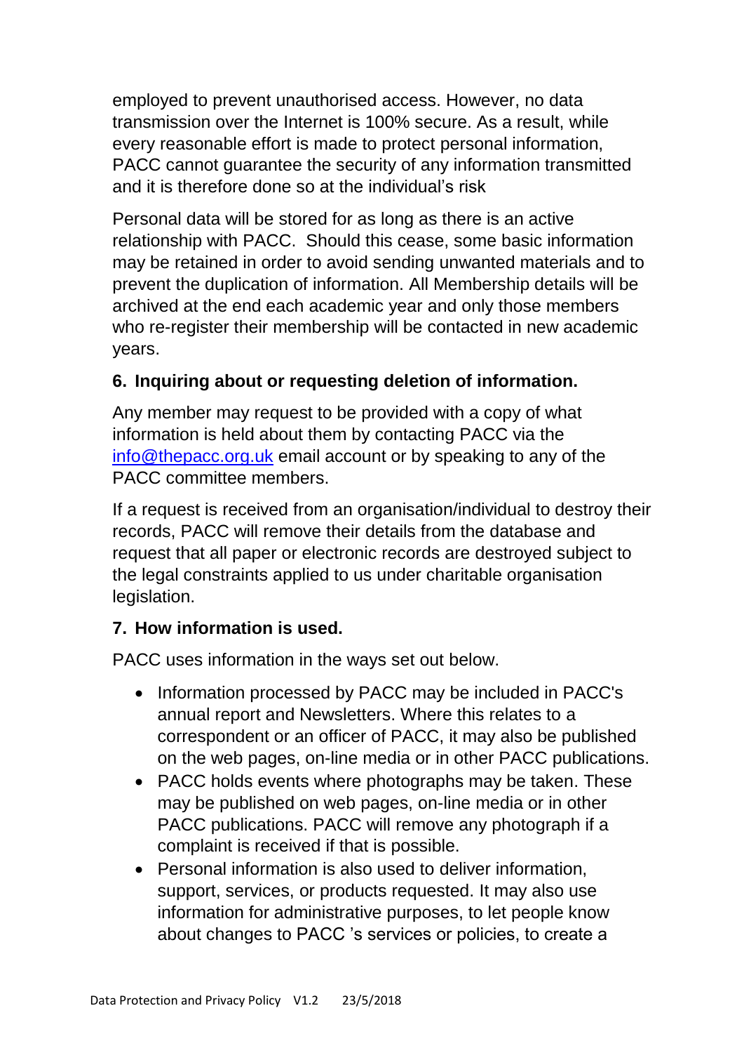employed to prevent unauthorised access. However, no data transmission over the Internet is 100% secure. As a result, while every reasonable effort is made to protect personal information, PACC cannot guarantee the security of any information transmitted and it is therefore done so at the individual's risk

Personal data will be stored for as long as there is an active relationship with PACC. Should this cease, some basic information may be retained in order to avoid sending unwanted materials and to prevent the duplication of information. All Membership details will be archived at the end each academic year and only those members who re-register their membership will be contacted in new academic years.

### 6. Inquiring about or requesting deletion of information.

Any member may request to be provided with a copy of what information is held about them by contacting PACC via the info@thepacc.org.uk email account or by speaking to any of the PACC committee members.

If a request is received from an organisation/individual to destroy their records, PACC will remove their details from the database and request that all paper or electronic records are destroyed subject to the legal constraints applied to us under charitable organisation legislation.

### 7. How information is used.

PACC uses information in the ways set out below.

- Information processed by PACC may be included in PACC's annual report and Newsletters. Where this relates to a correspondent or an officer of PACC, it may also be published on the web pages, on-line media or in other PACC publications.
- PACC holds events where photographs may be taken. These may be published on web pages, on-line media or in other PACC publications. PACC will remove any photograph if a complaint is received if that is possible.
- Personal information is also used to deliver information, support, services, or products requested. It may also use information for administrative purposes, to let people know about changes to PACC 's services or policies, to create a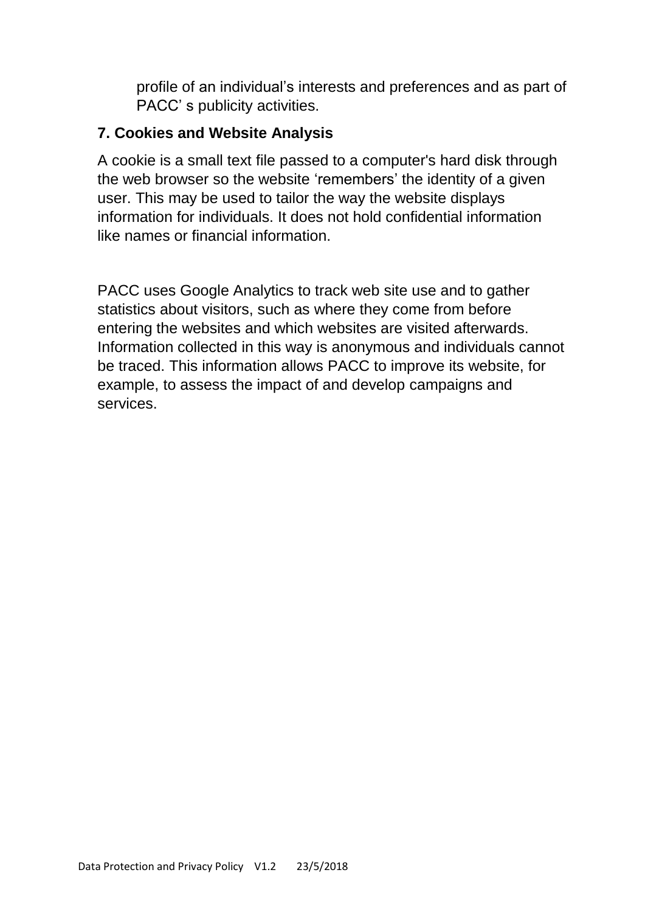profile of an individual's interests and preferences and as part of PACC' s publicity activities.

## 7. Cookies and Website Analysis

A cookie is a small text file passed to a computer's hard disk through the web browser so the website 'remembers' the identity of a given user. This may be used to tailor the way the website displays information for individuals. It does not hold confidential information like names or financial information.

PACC uses Google Analytics to track web site use and to gather statistics about visitors, such as where they come from before entering the websites and which websites are visited afterwards. Information collected in this way is anonymous and individuals cannot be traced. This information allows PACC to improve its website, for example, to assess the impact of and develop campaigns and services.